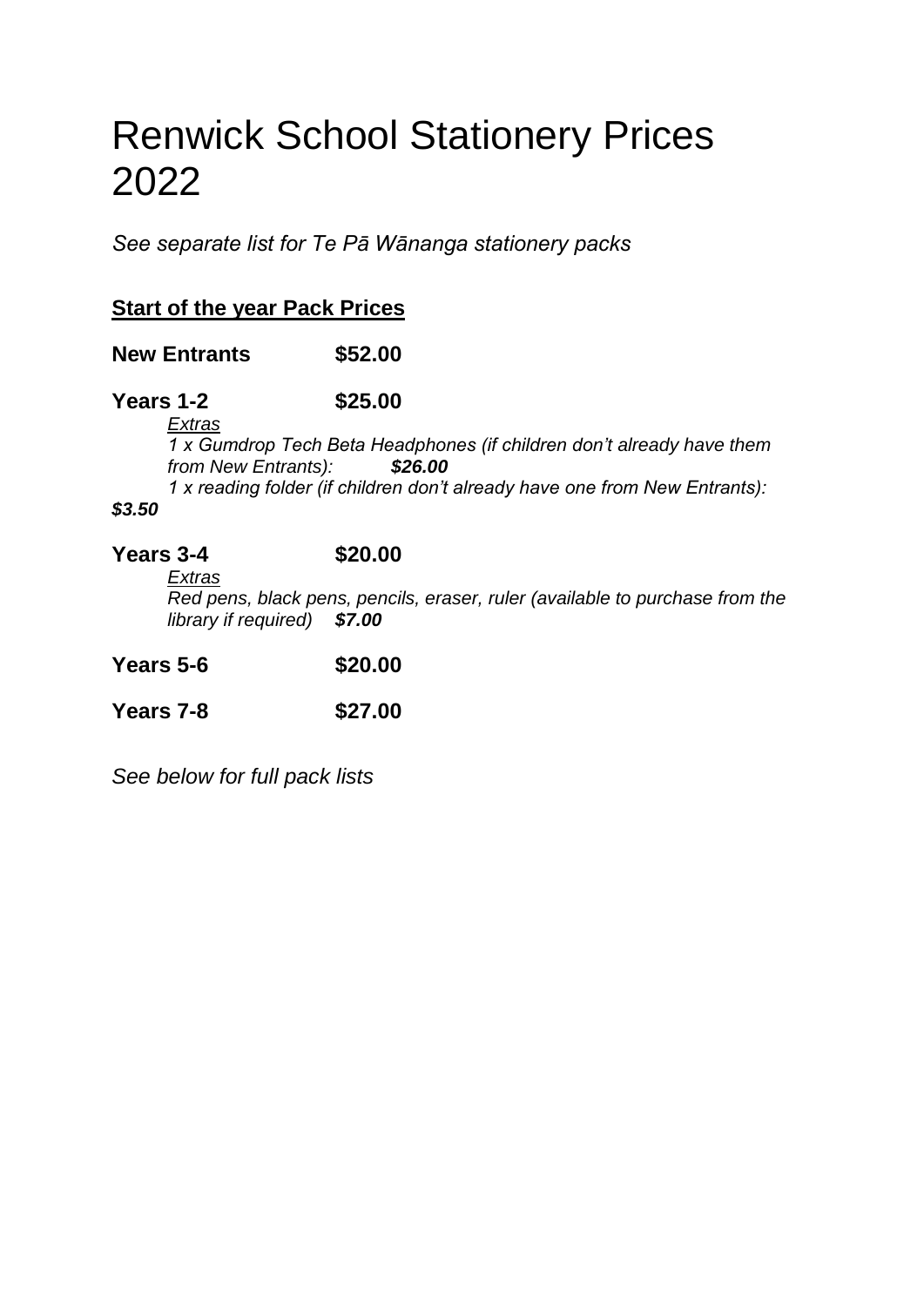# Renwick School Stationery Prices 2022

*See separate list for Te Pā Wānanga stationery packs*

## <u>Start of the year Pack Prices</u>

**New Entrants** **$52.00**

**Years 1-2** **$25.00**

*<u>Extras</u>*

*1 x Gumdrop Tech Beta Headphones (if children don't already have them from New Entrants):* ***$26.00***

*1 x reading folder (if children don't already have one from New Entrants):* ***$3.50***

**Years 3-4** **$20.00**

*<u>Extras</u>*

*Red pens, black pens, pencils, eraser, ruler (available to purchase from the library if required)* ***$7.00***

**Years 5-6** **$20.00**

**Years 7-8** **$27.00**

*See below for full pack lists*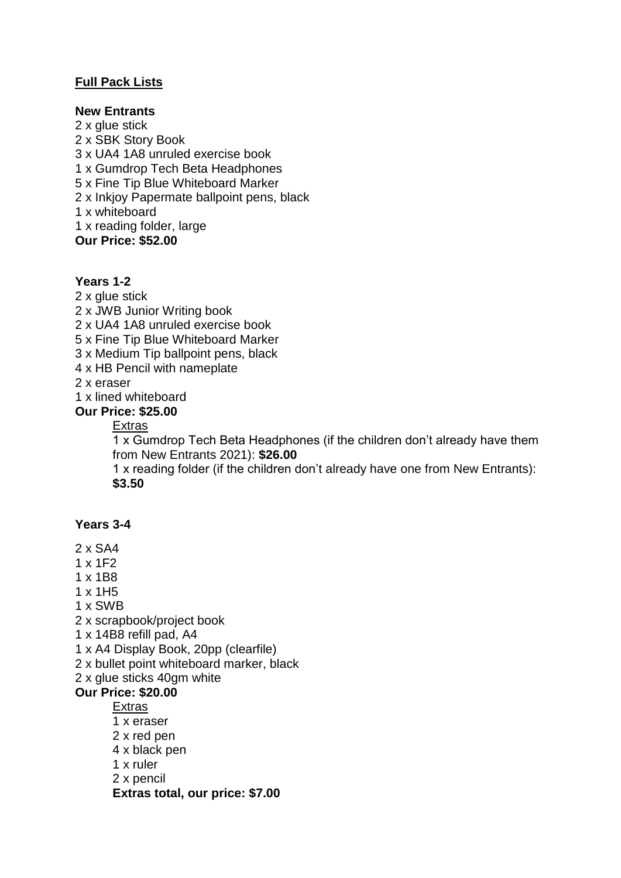**Full Pack Lists**

**New Entrants**

2 x glue stick
2 x SBK Story Book
3 x UA4 1A8 unruled exercise book
1 x Gumdrop Tech Beta Headphones
5 x Fine Tip Blue Whiteboard Marker
2 x Inkjoy Papermate ballpoint pens, black
1 x whiteboard
1 x reading folder, large
**Our Price: $52.00**

**Years 1-2**

2 x glue stick
2 x JWB Junior Writing book
2 x UA4 1A8 unruled exercise book
5 x Fine Tip Blue Whiteboard Marker
3 x Medium Tip ballpoint pens, black
4 x HB Pencil with nameplate
2 x eraser
1 x lined whiteboard
**Our Price: $25.00**

Extras

1 x Gumdrop Tech Beta Headphones (if the children don't already have them from New Entrants 2021): **$26.00**
1 x reading folder (if the children don't already have one from New Entrants): **$3.50**

**Years 3-4**

2 x SA4
1 x 1F2
1 x 1B8
1 x 1H5
1 x SWB
2 x scrapbook/project book
1 x 14B8 refill pad, A4
1 x A4 Display Book, 20pp (clearfile)
2 x bullet point whiteboard marker, black
2 x glue sticks 40gm white
**Our Price: $20.00**

Extras

1 x eraser
2 x red pen
4 x black pen
1 x ruler
2 x pencil
**Extras total, our price: $7.00**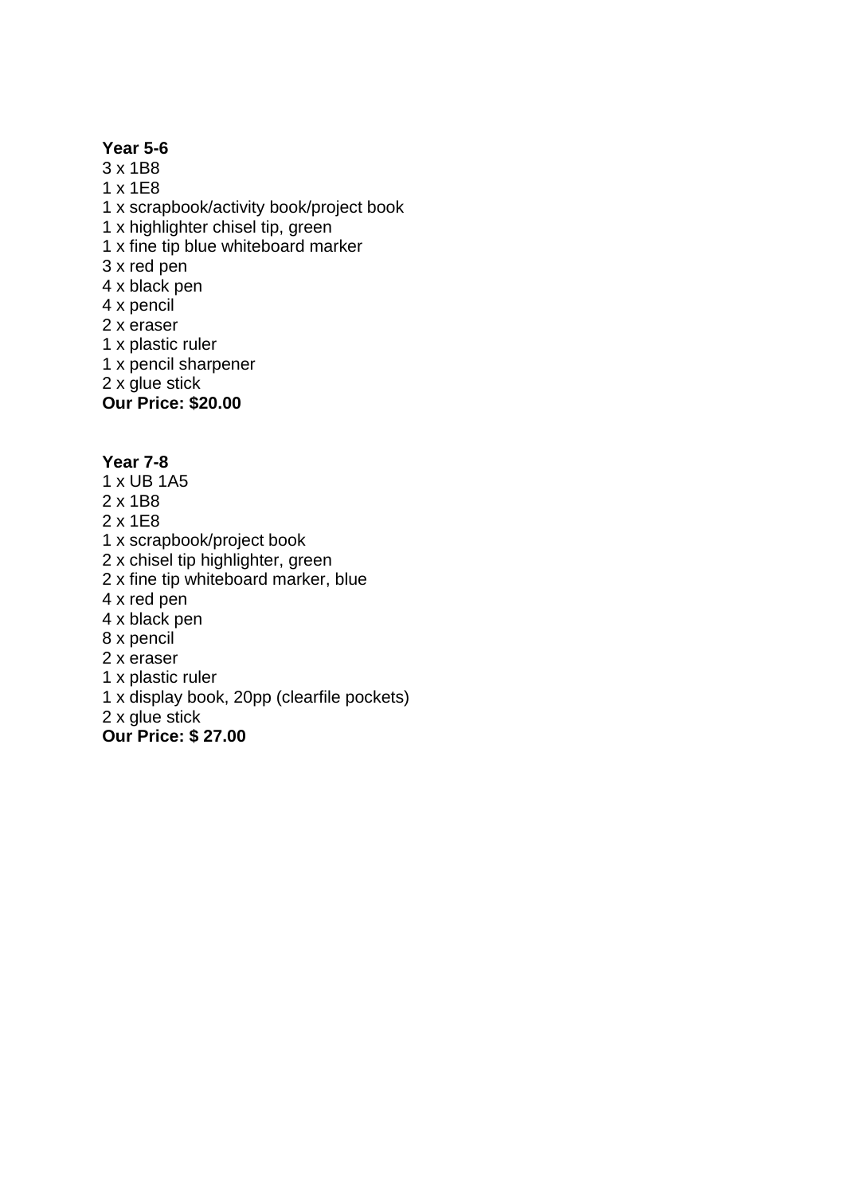**Year 5-6**

3 x 1B8
1 x 1E8
1 x scrapbook/activity book/project book
1 x highlighter chisel tip, green
1 x fine tip blue whiteboard marker
3 x red pen
4 x black pen
4 x pencil
2 x eraser
1 x plastic ruler
1 x pencil sharpener
2 x glue stick
**Our Price: $20.00**

**Year 7-8**

1 x UB 1A5
2 x 1B8
2 x 1E8
1 x scrapbook/project book
2 x chisel tip highlighter, green
2 x fine tip whiteboard marker, blue
4 x red pen
4 x black pen
8 x pencil
2 x eraser
1 x plastic ruler
1 x display book, 20pp (clearfile pockets)
2 x glue stick
**Our Price: $ 27.00**